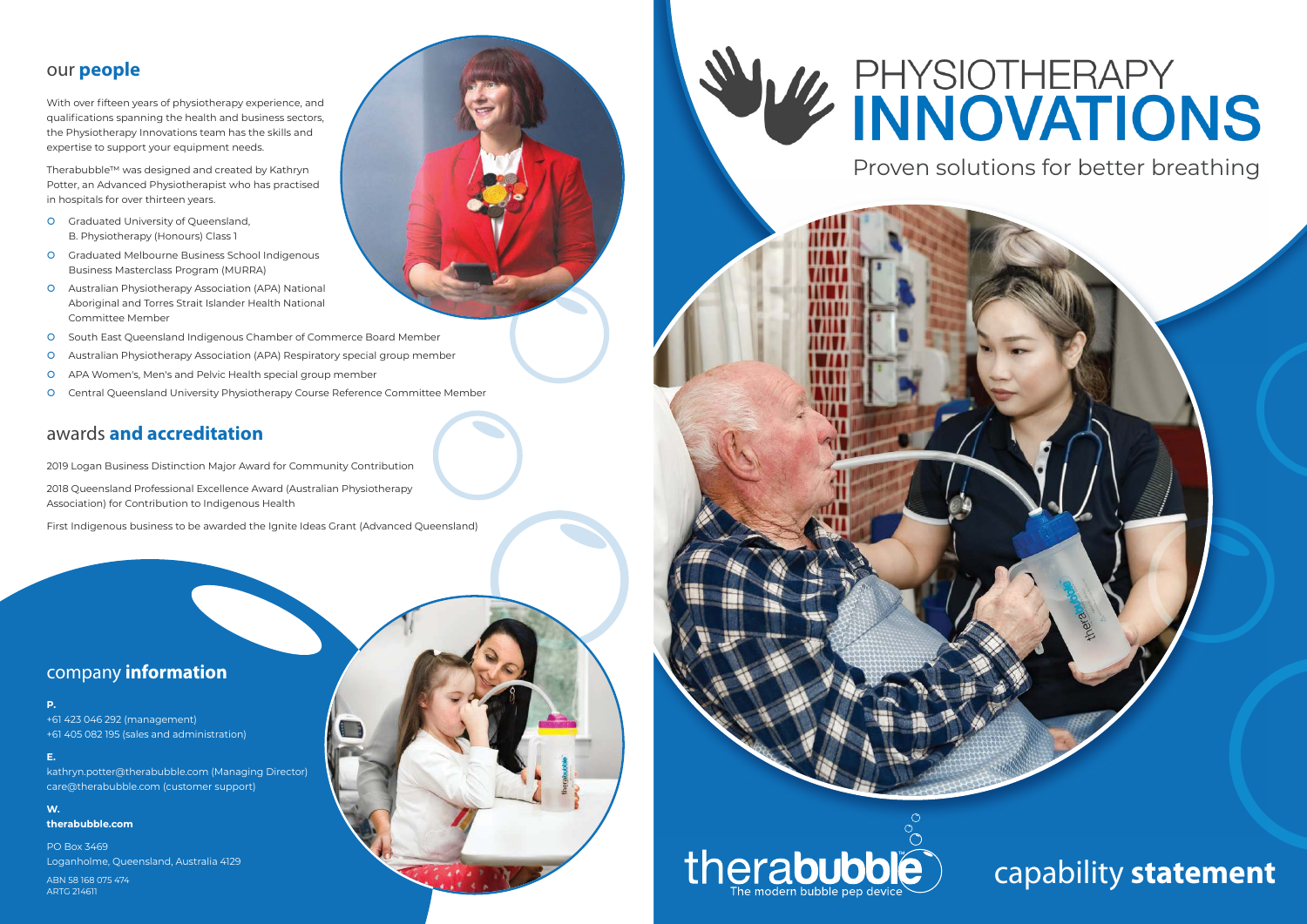## our **people**

With over fifteen years of physiotherapy experience, and qualifications spanning the health and business sectors, the Physiotherapy Innovations team has the skills and expertise to support your equipment needs.

Therabubble™ was designed and created by Kathryn Potter, an Advanced Physiotherapist who has practised in hospitals for over thirteen years.

- Graduated University of Queensland, B. Physiotherapy (Honours) Class 1
- Graduated Melbourne Business School Indigenous Business Masterclass Program (MURRA)
- Australian Physiotherapy Association (APA) National Aboriginal and Torres Strait Islander Health National Committee Member
- South East Queensland Indigenous Chamber of Commerce Board Member
- Australian Physiotherapy Association (APA) Respiratory special group member
- APA Women's, Men's and Pelvic Health special group member
- Central Queensland University Physiotherapy Course Reference Committee Member

## awards **and accreditation**

2019 Logan Business Distinction Major Award for Community Contribution

2018 Queensland Professional Excellence Award (Australian Physiotherapy Association) for Contribution to Indigenous Health

First Indigenous business to be awarded the Ignite Ideas Grant (Advanced Queensland)

## company **information**

**P.**
+61 423 046 292 (management)
+61 405 082 195 (sales and administration)

**E.**
kathryn.potter@therabubble.com (Managing Director)
care@therabubble.com (customer support)

**W.**
**therabubble.com**

PO Box 3469
Loganholme, Queensland, Australia 4129

ABN 58 168 075 474
ARTG 214611

# PHYSIOTHERAPY **INNOVATIONS**

Proven solutions for better breathing

therabubble™
The modern bubble pep device

capability **statement**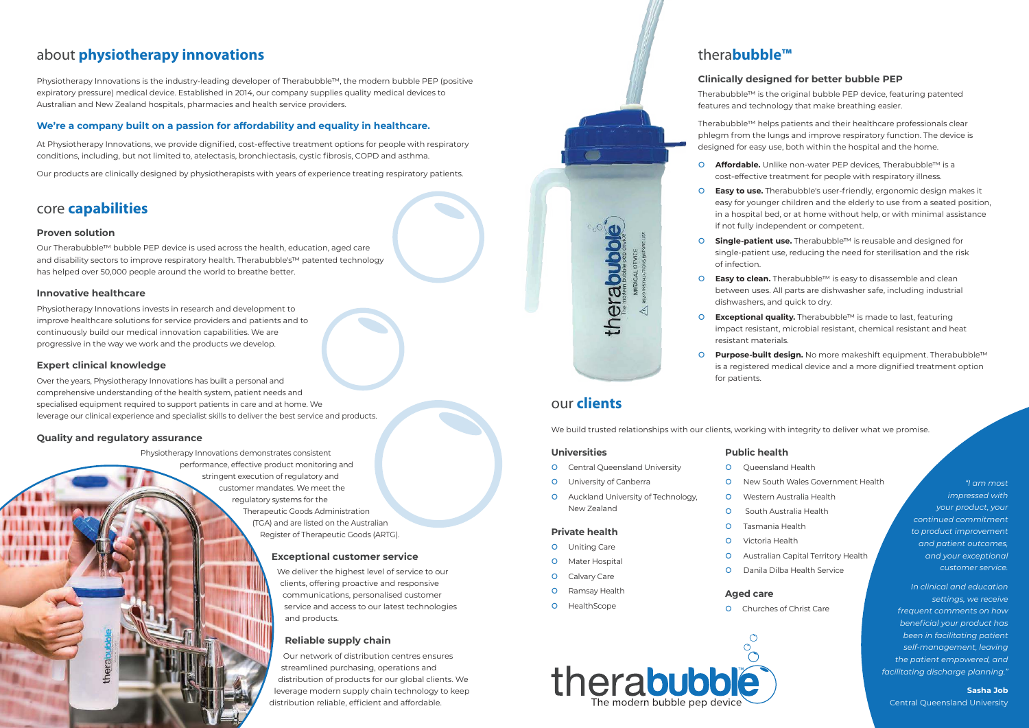## about **physiotherapy innovations**

Physiotherapy Innovations is the industry-leading developer of Therabubble™, the modern bubble PEP (positive expiratory pressure) medical device. Established in 2014, our company supplies quality medical devices to Australian and New Zealand hospitals, pharmacies and health service providers.

**We're a company built on a passion for affordability and equality in healthcare.**

At Physiotherapy Innovations, we provide dignified, cost-effective treatment options for people with respiratory conditions, including, but not limited to, atelectasis, bronchiectasis, cystic fibrosis, COPD and asthma.

Our products are clinically designed by physiotherapists with years of experience treating respiratory patients.

## core **capabilities**

### Proven solution

Our Therabubble™ bubble PEP device is used across the health, education, aged care and disability sectors to improve respiratory health. Therabubble's™ patented technology has helped over 50,000 people around the world to breathe better.

### Innovative healthcare

Physiotherapy Innovations invests in research and development to improve healthcare solutions for service providers and patients and to continuously build our medical innovation capabilities. We are progressive in the way we work and the products we develop.

### Expert clinical knowledge

Over the years, Physiotherapy Innovations has built a personal and comprehensive understanding of the health system, patient needs and specialised equipment required to support patients in care and at home. We leverage our clinical experience and specialist skills to deliver the best service and products.

### Quality and regulatory assurance

Physiotherapy Innovations demonstrates consistent performance, effective product monitoring and stringent execution of regulatory and customer mandates. We meet the regulatory systems for the Therapeutic Goods Administration (TGA) and are listed on the Australian Register of Therapeutic Goods (ARTG).

### Exceptional customer service

We deliver the highest level of service to our clients, offering proactive and responsive communications, personalised customer service and access to our latest technologies and products.

### Reliable supply chain

Our network of distribution centres ensures streamlined purchasing, operations and distribution of products for our global clients. We leverage modern supply chain technology to keep distribution reliable, efficient and affordable.

## thera**bubble™**

### Clinically designed for better bubble PEP

Therabubble™ is the original bubble PEP device, featuring patented features and technology that make breathing easier.

Therabubble™ helps patients and their healthcare professionals clear phlegm from the lungs and improve respiratory function. The device is designed for easy use, both within the hospital and the home.

- **Affordable.** Unlike non-water PEP devices, Therabubble™ is a cost-effective treatment for people with respiratory illness.
- **Easy to use.** Therabubble's user-friendly, ergonomic design makes it easy for younger children and the elderly to use from a seated position, in a hospital bed, or at home without help, or with minimal assistance if not fully independent or competent.
- **Single-patient use.** Therabubble™ is reusable and designed for single-patient use, reducing the need for sterilisation and the risk of infection.
- **Easy to clean.** Therabubble™ is easy to disassemble and clean between uses. All parts are dishwasher safe, including industrial dishwashers, and quick to dry.
- **Exceptional quality.** Therabubble™ is made to last, featuring impact resistant, microbial resistant, chemical resistant and heat resistant materials.
- **Purpose-built design.** No more makeshift equipment. Therabubble™ is a registered medical device and a more dignified treatment option for patients.

## our **clients**

We build trusted relationships with our clients, working with integrity to deliver what we promise.

### Universities

- Central Queensland University
- University of Canberra
- Auckland University of Technology, New Zealand

### Private health

- Uniting Care
- Mater Hospital
- Calvary Care
- Ramsay Health
- HealthScope

### Public health

- Queensland Health
- New South Wales Government Health
- Western Australia Health
- South Australia Health
- Tasmania Health
- Victoria Health
- Australian Capital Territory Health
- Danila Dilba Health Service

### Aged care

- Churches of Christ Care

*"I am most impressed with your product, your continued commitment to product improvement and patient outcomes, and your exceptional customer service.*

*In clinical and education settings, we receive frequent comments on how beneficial your product has been in facilitating patient self-management, leaving the patient empowered, and facilitating discharge planning."*

**Sasha Job**
Central Queensland University

therabubble™
The modern bubble pep device